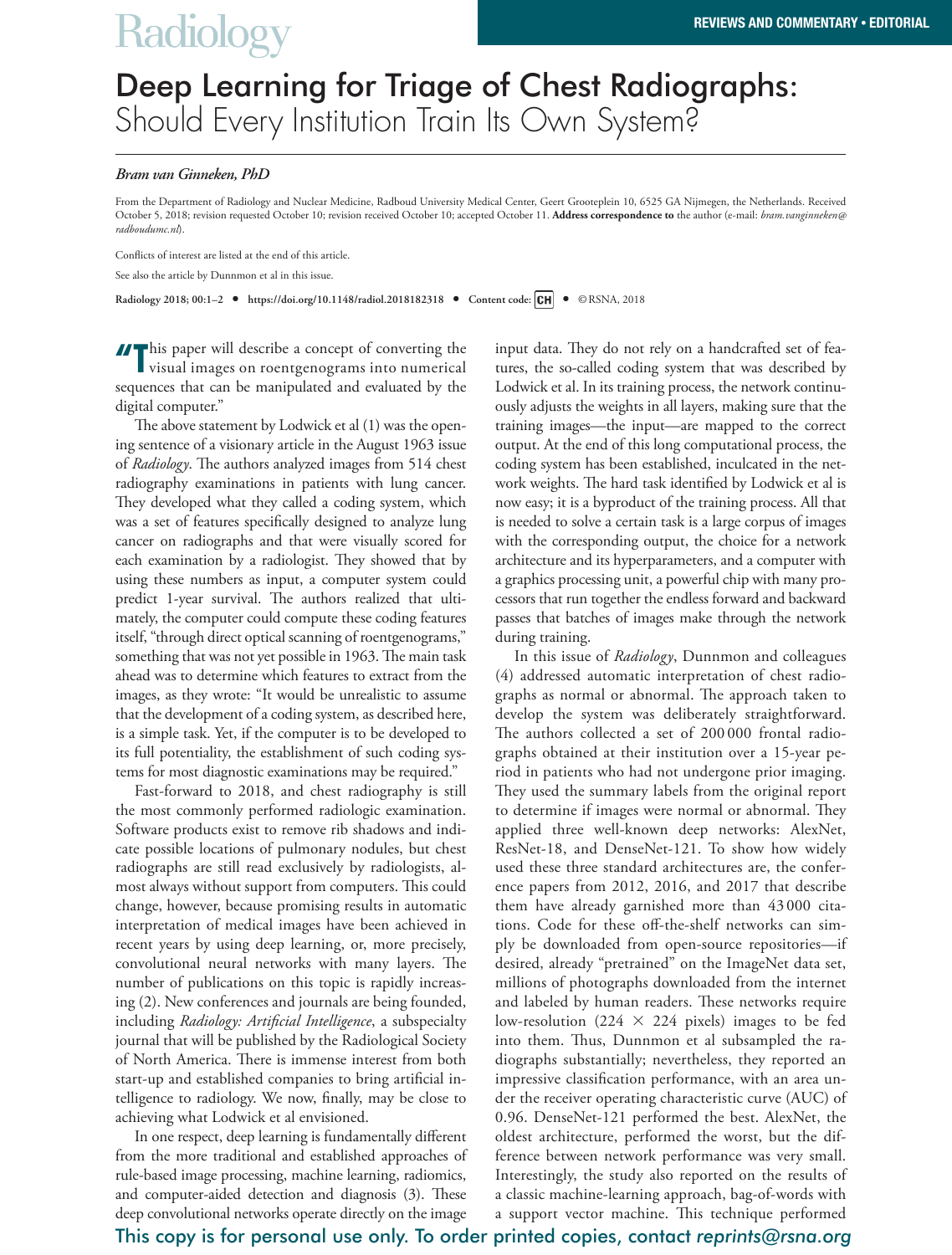# Deep Learning for Triage of Chest Radiographs: Should Every Institution Train Its Own System?

***Bram van Ginneken, PhD***

From the Department of Radiology and Nuclear Medicine, Radboud University Medical Center, Geert Grooteplein 10, 6525 GA Nijmegen, the Netherlands. Received October 5, 2018; revision requested October 10; revision received October 10; accepted October 11. **Address correspondence to** the author (e-mail: *bram.vanginneken@radboudumc.nl*).

Conflicts of interest are listed at the end of this article.

See also the article by Dunnmon et al in this issue.

Radiology 2018; 00:1–2 • https://doi.org/10.1148/radiol.2018182318 • Content code: CH • ©RSNA, 2018

"This paper will describe a concept of converting the visual images on roentgenograms into numerical sequences that can be manipulated and evaluated by the digital computer."

The above statement by Lodwick et al (1) was the opening sentence of a visionary article in the August 1963 issue of *Radiology*. The authors analyzed images from 514 chest radiography examinations in patients with lung cancer. They developed what they called a coding system, which was a set of features specifically designed to analyze lung cancer on radiographs and that were visually scored for each examination by a radiologist. They showed that by using these numbers as input, a computer system could predict 1-year survival. The authors realized that ultimately, the computer could compute these coding features itself, "through direct optical scanning of roentgenograms," something that was not yet possible in 1963. The main task ahead was to determine which features to extract from the images, as they wrote: "It would be unrealistic to assume that the development of a coding system, as described here, is a simple task. Yet, if the computer is to be developed to its full potentiality, the establishment of such coding systems for most diagnostic examinations may be required."

Fast-forward to 2018, and chest radiography is still the most commonly performed radiologic examination. Software products exist to remove rib shadows and indicate possible locations of pulmonary nodules, but chest radiographs are still read exclusively by radiologists, almost always without support from computers. This could change, however, because promising results in automatic interpretation of medical images have been achieved in recent years by using deep learning, or, more precisely, convolutional neural networks with many layers. The number of publications on this topic is rapidly increasing (2). New conferences and journals are being founded, including *Radiology: Artificial Intelligence*, a subspecialty journal that will be published by the Radiological Society of North America. There is immense interest from both start-up and established companies to bring artificial intelligence to radiology. We now, finally, may be close to achieving what Lodwick et al envisioned.

In one respect, deep learning is fundamentally different from the more traditional and established approaches of rule-based image processing, machine learning, radiomics, and computer-aided detection and diagnosis (3). These deep convolutional networks operate directly on the image input data. They do not rely on a handcrafted set of features, the so-called coding system that was described by Lodwick et al. In its training process, the network continuously adjusts the weights in all layers, making sure that the training images—the input—are mapped to the correct output. At the end of this long computational process, the coding system has been established, inculcated in the network weights. The hard task identified by Lodwick et al is now easy; it is a byproduct of the training process. All that is needed to solve a certain task is a large corpus of images with the corresponding output, the choice for a network architecture and its hyperparameters, and a computer with a graphics processing unit, a powerful chip with many processors that run together the endless forward and backward passes that batches of images make through the network during training.

In this issue of *Radiology*, Dunnmon and colleagues (4) addressed automatic interpretation of chest radiographs as normal or abnormal. The approach taken to develop the system was deliberately straightforward. The authors collected a set of 200 000 frontal radiographs obtained at their institution over a 15-year period in patients who had not undergone prior imaging. They used the summary labels from the original report to determine if images were normal or abnormal. They applied three well-known deep networks: AlexNet, ResNet-18, and DenseNet-121. To show how widely used these three standard architectures are, the conference papers from 2012, 2016, and 2017 that describe them have already garnished more than 43 000 citations. Code for these off-the-shelf networks can simply be downloaded from open-source repositories—if desired, already "pretrained" on the ImageNet data set, millions of photographs downloaded from the internet and labeled by human readers. These networks require low-resolution (224 × 224 pixels) images to be fed into them. Thus, Dunnmon et al subsampled the radiographs substantially; nevertheless, they reported an impressive classification performance, with an area under the receiver operating characteristic curve (AUC) of 0.96. DenseNet-121 performed the best. AlexNet, the oldest architecture, performed the worst, but the difference between network performance was very small. Interestingly, the study also reported on the results of a classic machine-learning approach, bag-of-words with a support vector machine. This technique performed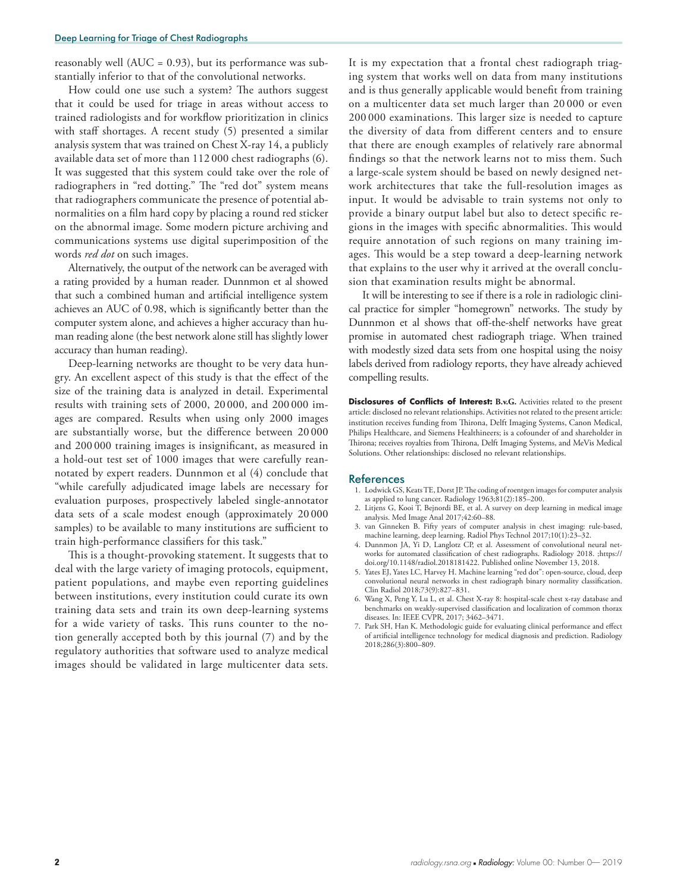reasonably well (AUC = 0.93), but its performance was substantially inferior to that of the convolutional networks.

How could one use such a system? The authors suggest that it could be used for triage in areas without access to trained radiologists and for workflow prioritization in clinics with staff shortages. A recent study (5) presented a similar analysis system that was trained on Chest X-ray 14, a publicly available data set of more than 112 000 chest radiographs (6). It was suggested that this system could take over the role of radiographers in "red dotting." The "red dot" system means that radiographers communicate the presence of potential abnormalities on a film hard copy by placing a round red sticker on the abnormal image. Some modern picture archiving and communications systems use digital superimposition of the words *red dot* on such images.

Alternatively, the output of the network can be averaged with a rating provided by a human reader. Dunnmon et al showed that such a combined human and artificial intelligence system achieves an AUC of 0.98, which is significantly better than the computer system alone, and achieves a higher accuracy than human reading alone (the best network alone still has slightly lower accuracy than human reading).

Deep-learning networks are thought to be very data hungry. An excellent aspect of this study is that the effect of the size of the training data is analyzed in detail. Experimental results with training sets of 2000, 20 000, and 200 000 images are compared. Results when using only 2000 images are substantially worse, but the difference between 20 000 and 200 000 training images is insignificant, as measured in a hold-out test set of 1000 images that were carefully reannotated by expert readers. Dunnmon et al (4) conclude that "while carefully adjudicated image labels are necessary for evaluation purposes, prospectively labeled single-annotator data sets of a scale modest enough (approximately 20 000 samples) to be available to many institutions are sufficient to train high-performance classifiers for this task."

This is a thought-provoking statement. It suggests that to deal with the large variety of imaging protocols, equipment, patient populations, and maybe even reporting guidelines between institutions, every institution could curate its own training data sets and train its own deep-learning systems for a wide variety of tasks. This runs counter to the notion generally accepted both by this journal (7) and by the regulatory authorities that software used to analyze medical images should be validated in large multicenter data sets.

It is my expectation that a frontal chest radiograph triaging system that works well on data from many institutions and is thus generally applicable would benefit from training on a multicenter data set much larger than 20 000 or even 200 000 examinations. This larger size is needed to capture the diversity of data from different centers and to ensure that there are enough examples of relatively rare abnormal findings so that the network learns not to miss them. Such a large-scale system should be based on newly designed network architectures that take the full-resolution images as input. It would be advisable to train systems not only to provide a binary output label but also to detect specific regions in the images with specific abnormalities. This would require annotation of such regions on many training images. This would be a step toward a deep-learning network that explains to the user why it arrived at the overall conclusion that examination results might be abnormal.

It will be interesting to see if there is a role in radiologic clinical practice for simpler "homegrown" networks. The study by Dunnmon et al shows that off-the-shelf networks have great promise in automated chest radiograph triage. When trained with modestly sized data sets from one hospital using the noisy labels derived from radiology reports, they have already achieved compelling results.

**Disclosures of Conflicts of Interest:** **B.v.G.** Activities related to the present article: disclosed no relevant relationships. Activities not related to the present article: institution receives funding from Thirona, Delft Imaging Systems, Canon Medical, Philips Healthcare, and Siemens Healthineers; is a cofounder of and shareholder in Thirona; receives royalties from Thirona, Delft Imaging Systems, and MeVis Medical Solutions. Other relationships: disclosed no relevant relationships.

## References

1. Lodwick GS, Keats TE, Dorst JP. The coding of roentgen images for computer analysis as applied to lung cancer. Radiology 1963;81(2):185–200.
2. Litjens G, Kooi T, Bejnordi BE, et al. A survey on deep learning in medical image analysis. Med Image Anal 2017;42:60–88.
3. van Ginneken B. Fifty years of computer analysis in chest imaging: rule-based, machine learning, deep learning. Radiol Phys Technol 2017;10(1):23–32.
4. Dunnmon JA, Yi D, Langlotz CP, et al. Assessment of convolutional neural networks for automated classification of chest radiographs. Radiology 2018. ;https://doi.org/10.1148/radiol.2018181422. Published online November 13, 2018.
5. Yates EJ, Yates LC, Harvey H. Machine learning "red dot": open-source, cloud, deep convolutional neural networks in chest radiograph binary normality classification. Clin Radiol 2018;73(9):827–831.
6. Wang X, Peng Y, Lu L, et al. Chest X-ray 8: hospital-scale chest x-ray database and benchmarks on weakly-supervised classification and localization of common thorax diseases. In: IEEE CVPR, 2017; 3462–3471.
7. Park SH, Han K. Methodologic guide for evaluating clinical performance and effect of artificial intelligence technology for medical diagnosis and prediction. Radiology 2018;286(3):800–809.